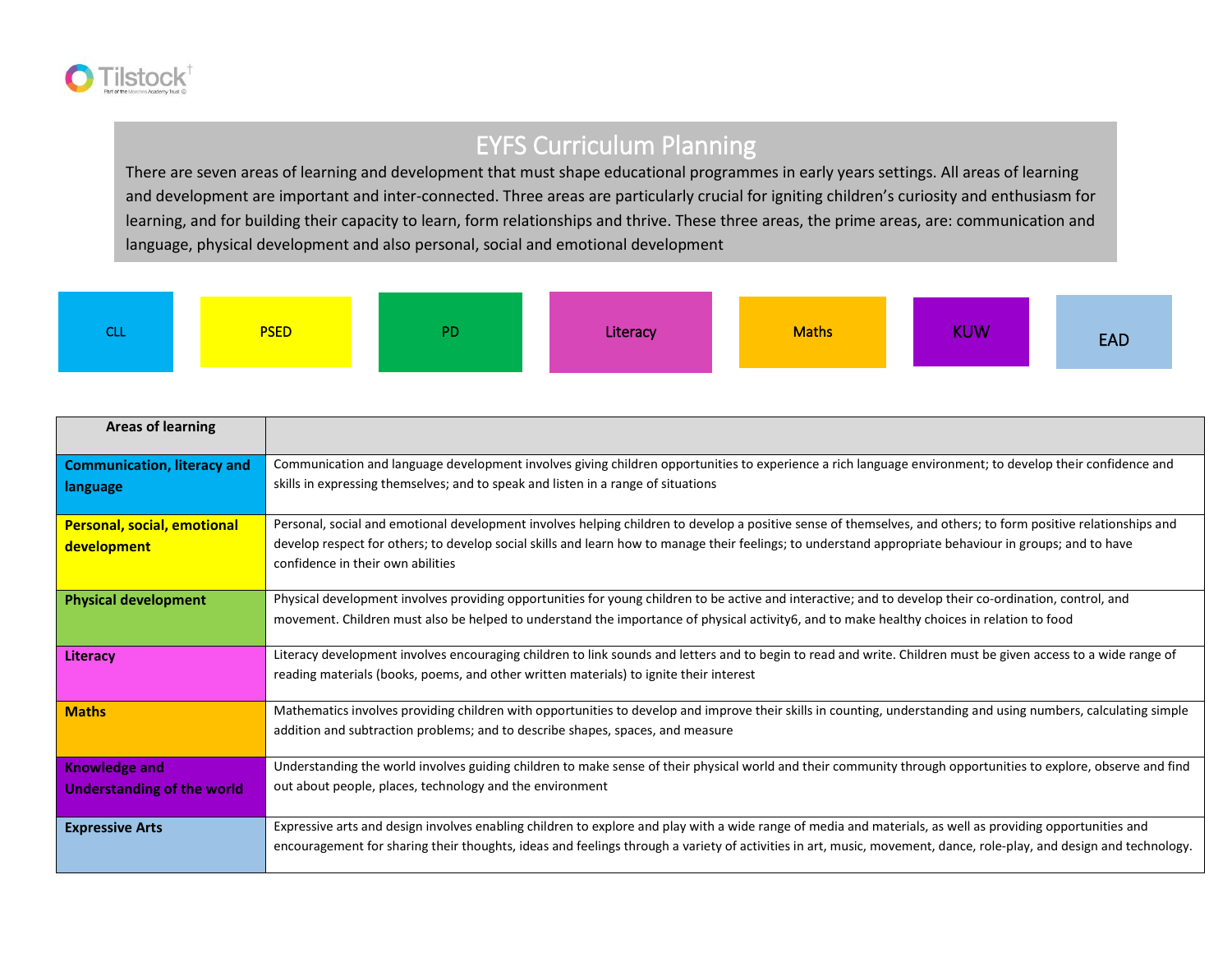Tilstock

Part of the Marches Academy Trust

# EYFS Curriculum Planning

There are seven areas of learning and development that must shape educational programmes in early years settings. All areas of learning and development are important and inter-connected. Three areas are particularly crucial for igniting children's curiosity and enthusiasm for learning, and for building their capacity to learn, form relationships and thrive. These three areas, the prime areas, are: communication and language, physical development and also personal, social and emotional development

| CLL | PSED | PD | Literacy | Maths | KUW | EAD |
|---|---|---|---|---|---|---|

| Areas of learning | |
|---|---|
| **Communication, literacy and language** | Communication and language development involves giving children opportunities to experience a rich language environment; to develop their confidence and skills in expressing themselves; and to speak and listen in a range of situations |
| **Personal, social, emotional development** | Personal, social and emotional development involves helping children to develop a positive sense of themselves, and others; to form positive relationships and develop respect for others; to develop social skills and learn how to manage their feelings; to understand appropriate behaviour in groups; and to have confidence in their own abilities |
| **Physical development** | Physical development involves providing opportunities for young children to be active and interactive; and to develop their co-ordination, control, and movement. Children must also be helped to understand the importance of physical activity6, and to make healthy choices in relation to food |
| **Literacy** | Literacy development involves encouraging children to link sounds and letters and to begin to read and write. Children must be given access to a wide range of reading materials (books, poems, and other written materials) to ignite their interest |
| **Maths** | Mathematics involves providing children with opportunities to develop and improve their skills in counting, understanding and using numbers, calculating simple addition and subtraction problems; and to describe shapes, spaces, and measure |
| **Knowledge and Understanding of the world** | Understanding the world involves guiding children to make sense of their physical world and their community through opportunities to explore, observe and find out about people, places, technology and the environment |
| **Expressive Arts** | Expressive arts and design involves enabling children to explore and play with a wide range of media and materials, as well as providing opportunities and encouragement for sharing their thoughts, ideas and feelings through a variety of activities in art, music, movement, dance, role-play, and design and technology. |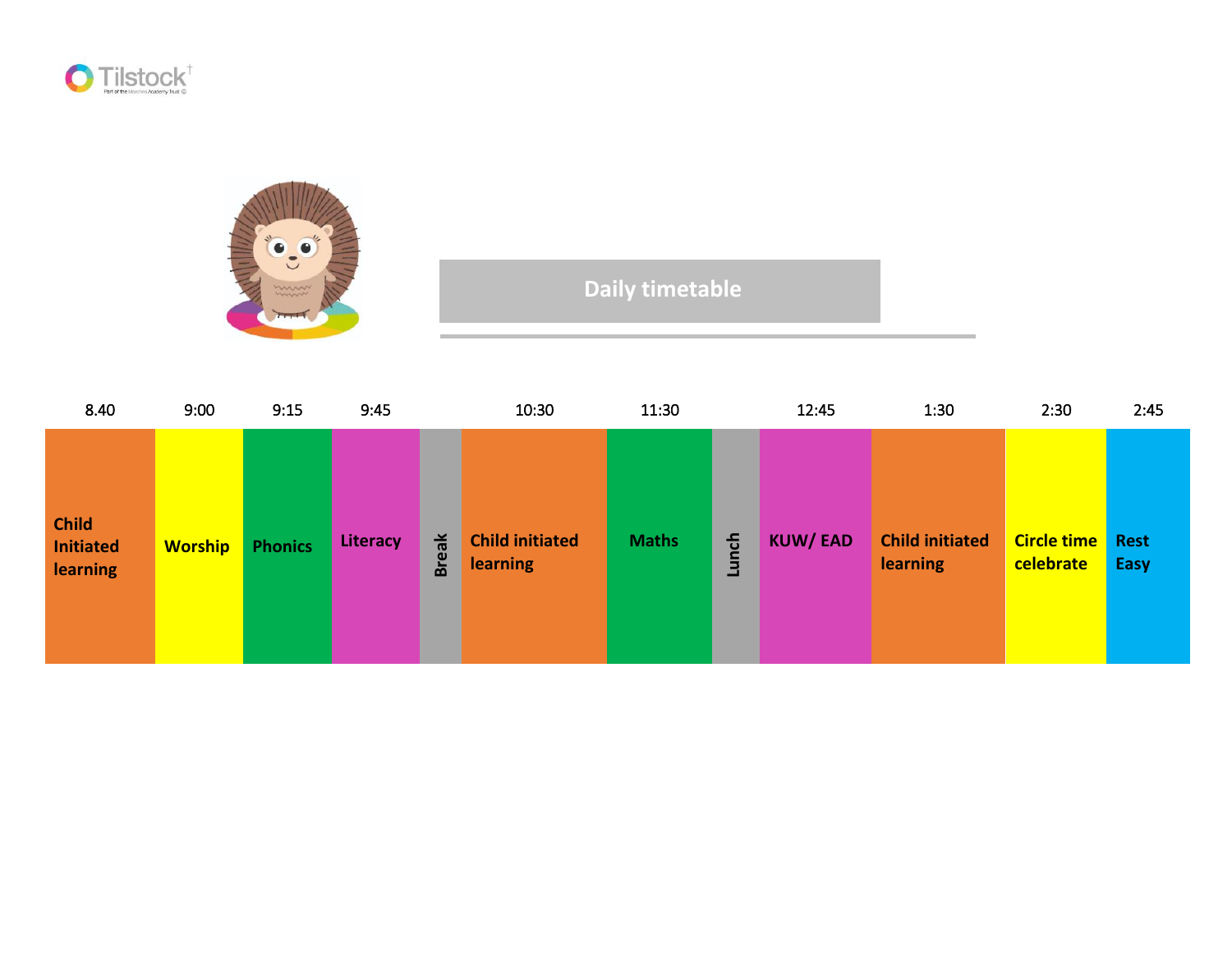Tilstock

## Daily timetable

| 8.40 | 9:00 | 9:15 | 9:45 | | 10:30 | 11:30 | | 12:45 | 1:30 | 2:30 | 2:45 |
|---|---|---|---|---|---|---|---|---|---|---|---|
| **Child Initiated learning** | **Worship** | **Phonics** | **Literacy** | **Break** | **Child initiated learning** | **Maths** | **Lunch** | **KUW/ EAD** | **Child initiated learning** | **Circle time celebrate** | **Rest Easy** |